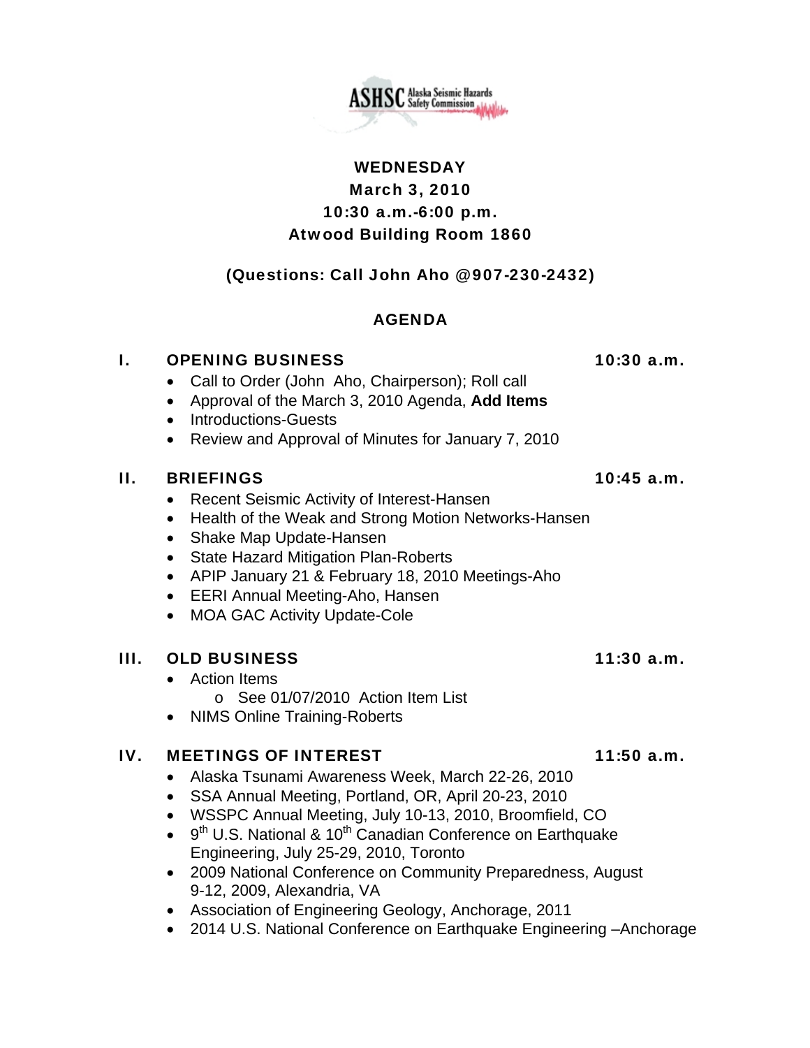ASHSC Alaska Seismic Hazards Safety Commission

**WEDNESDAY**
**March 3, 2010**
**10:30 a.m.-6:00 p.m.**
**Atwood Building Room 1860**

**(Questions: Call John Aho @907-230-2432)**

## AGENDA

### I. OPENING BUSINESS — 10:30 a.m.

- Call to Order (John Aho, Chairperson); Roll call
- Approval of the March 3, 2010 Agenda, **Add Items**
- Introductions-Guests
- Review and Approval of Minutes for January 7, 2010

### II. BRIEFINGS — 10:45 a.m.

- Recent Seismic Activity of Interest-Hansen
- Health of the Weak and Strong Motion Networks-Hansen
- Shake Map Update-Hansen
- State Hazard Mitigation Plan-Roberts
- APIP January 21 & February 18, 2010 Meetings-Aho
- EERI Annual Meeting-Aho, Hansen
- MOA GAC Activity Update-Cole

### III. OLD BUSINESS — 11:30 a.m.

- Action Items
  - See 01/07/2010 Action Item List
- NIMS Online Training-Roberts

### IV. MEETINGS OF INTEREST — 11:50 a.m.

- Alaska Tsunami Awareness Week, March 22-26, 2010
- SSA Annual Meeting, Portland, OR, April 20-23, 2010
- WSSPC Annual Meeting, July 10-13, 2010, Broomfield, CO
- 9th U.S. National & 10th Canadian Conference on Earthquake Engineering, July 25-29, 2010, Toronto
- 2009 National Conference on Community Preparedness, August 9-12, 2009, Alexandria, VA
- Association of Engineering Geology, Anchorage, 2011
- 2014 U.S. National Conference on Earthquake Engineering –Anchorage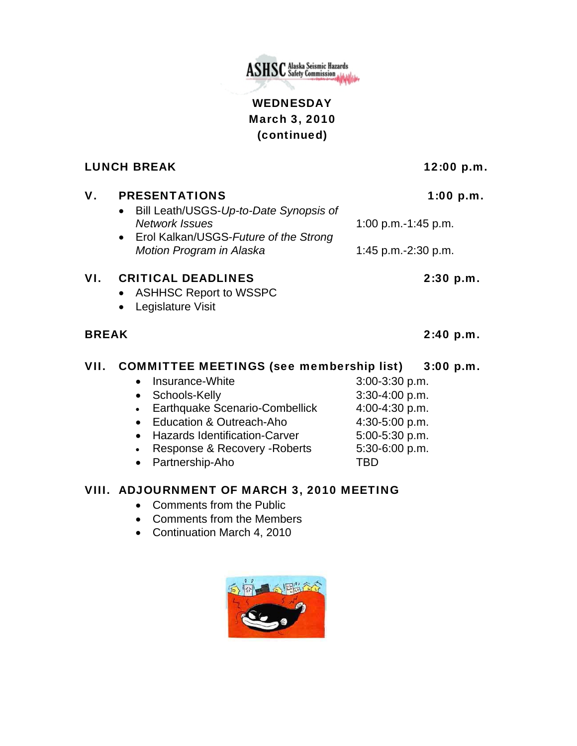ASHSC Alaska Seismic Hazards Safety Commission

**WEDNESDAY**
**March 3, 2010**
**(continued)**

**LUNCH BREAK** **12:00 p.m.**

## V. PRESENTATIONS 1:00 p.m.

- Bill Leath/USGS-*Up-to-Date Synopsis of Network Issues* 1:00 p.m.-1:45 p.m.
- Erol Kalkan/USGS-*Future of the Strong Motion Program in Alaska* 1:45 p.m.-2:30 p.m.

## VI. CRITICAL DEADLINES 2:30 p.m.

- ASHHSC Report to WSSPC
- Legislature Visit

**BREAK** **2:40 p.m.**

## VII. COMMITTEE MEETINGS (see membership list) 3:00 p.m.

- Insurance-White 3:00-3:30 p.m.
- Schools-Kelly 3:30-4:00 p.m.
- Earthquake Scenario-Combellick 4:00-4:30 p.m.
- Education & Outreach-Aho 4:30-5:00 p.m.
- Hazards Identification-Carver 5:00-5:30 p.m.
- Response & Recovery -Roberts 5:30-6:00 p.m.
- Partnership-Aho TBD

## VIII. ADJOURNMENT OF MARCH 3, 2010 MEETING

- Comments from the Public
- Comments from the Members
- Continuation March 4, 2010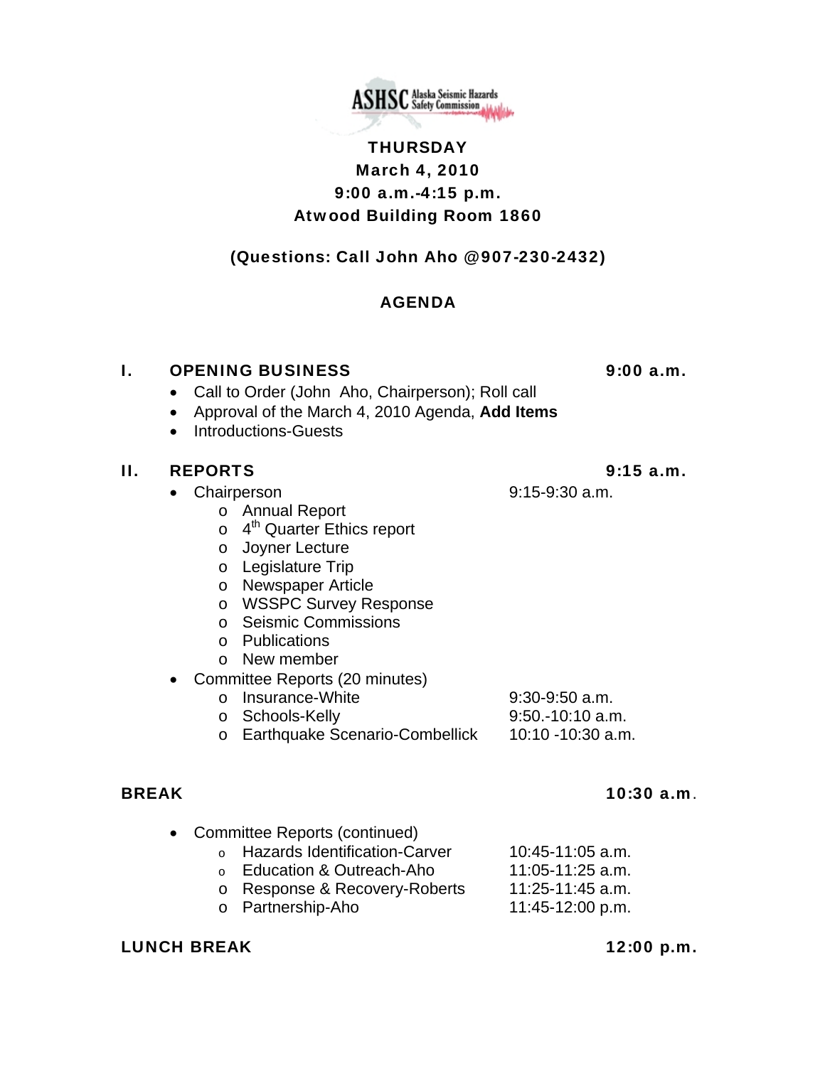**THURSDAY**
**March 4, 2010**
**9:00 a.m.-4:15 p.m.**
**Atwood Building Room 1860**

**(Questions: Call John Aho @907-230-2432)**

## AGENDA

## I. OPENING BUSINESS — 9:00 a.m.

- Call to Order (John Aho, Chairperson); Roll call
- Approval of the March 4, 2010 Agenda, **Add Items**
- Introductions-Guests

## II. REPORTS — 9:15 a.m.

- Chairperson — 9:15-9:30 a.m.
  - Annual Report
  - 4th Quarter Ethics report
  - Joyner Lecture
  - Legislature Trip
  - Newspaper Article
  - WSSPC Survey Response
  - Seismic Commissions
  - Publications
  - New member
- Committee Reports (20 minutes)
  - Insurance-White — 9:30-9:50 a.m.
  - Schools-Kelly — 9:50.-10:10 a.m.
  - Earthquake Scenario-Combellick — 10:10 -10:30 a.m.

**BREAK — 10:30 a.m.**

- Committee Reports (continued)
  - Hazards Identification-Carver — 10:45-11:05 a.m.
  - Education & Outreach-Aho — 11:05-11:25 a.m.
  - Response & Recovery-Roberts — 11:25-11:45 a.m.
  - Partnership-Aho — 11:45-12:00 p.m.

**LUNCH BREAK — 12:00 p.m.**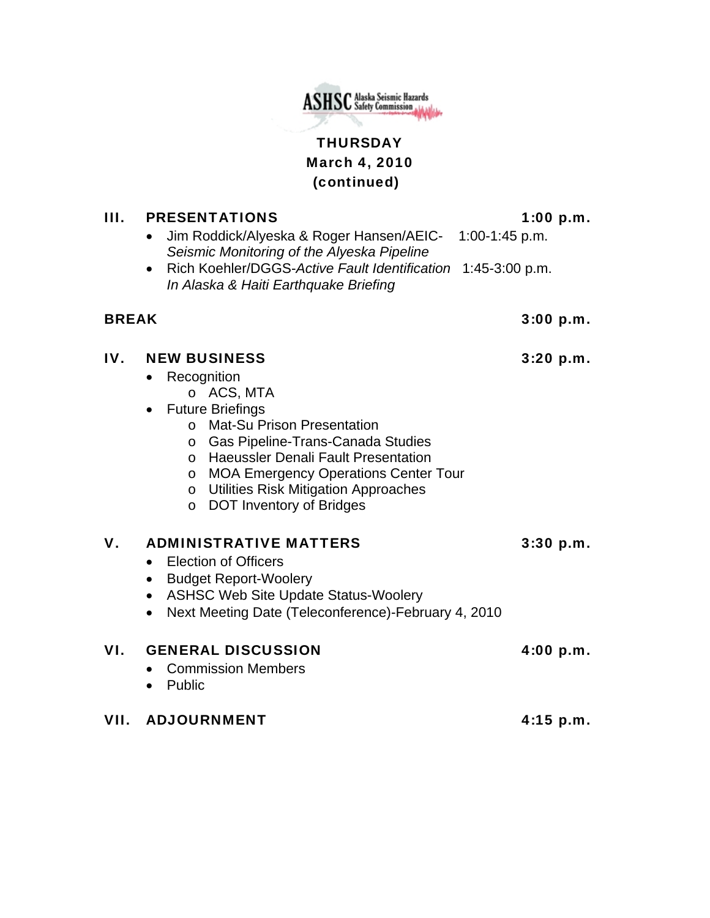ASHSC Alaska Seismic Hazards Safety Commission

**THURSDAY**
**March 4, 2010**
**(continued)**

## III. PRESENTATIONS — 1:00 p.m.

- Jim Roddick/Alyeska & Roger Hansen/AEIC- *Seismic Monitoring of the Alyeska Pipeline* — 1:00-1:45 p.m.
- Rich Koehler/DGGS-*Active Fault Identification In Alaska & Haiti Earthquake Briefing* — 1:45-3:00 p.m.

## BREAK — 3:00 p.m.

## IV. NEW BUSINESS — 3:20 p.m.

- Recognition
  - ACS, MTA
- Future Briefings
  - Mat-Su Prison Presentation
  - Gas Pipeline-Trans-Canada Studies
  - Haeussler Denali Fault Presentation
  - MOA Emergency Operations Center Tour
  - Utilities Risk Mitigation Approaches
  - DOT Inventory of Bridges

## V. ADMINISTRATIVE MATTERS — 3:30 p.m.

- Election of Officers
- Budget Report-Woolery
- ASHSC Web Site Update Status-Woolery
- Next Meeting Date (Teleconference)-February 4, 2010

## VI. GENERAL DISCUSSION — 4:00 p.m.

- Commission Members
- Public

## VII. ADJOURNMENT — 4:15 p.m.